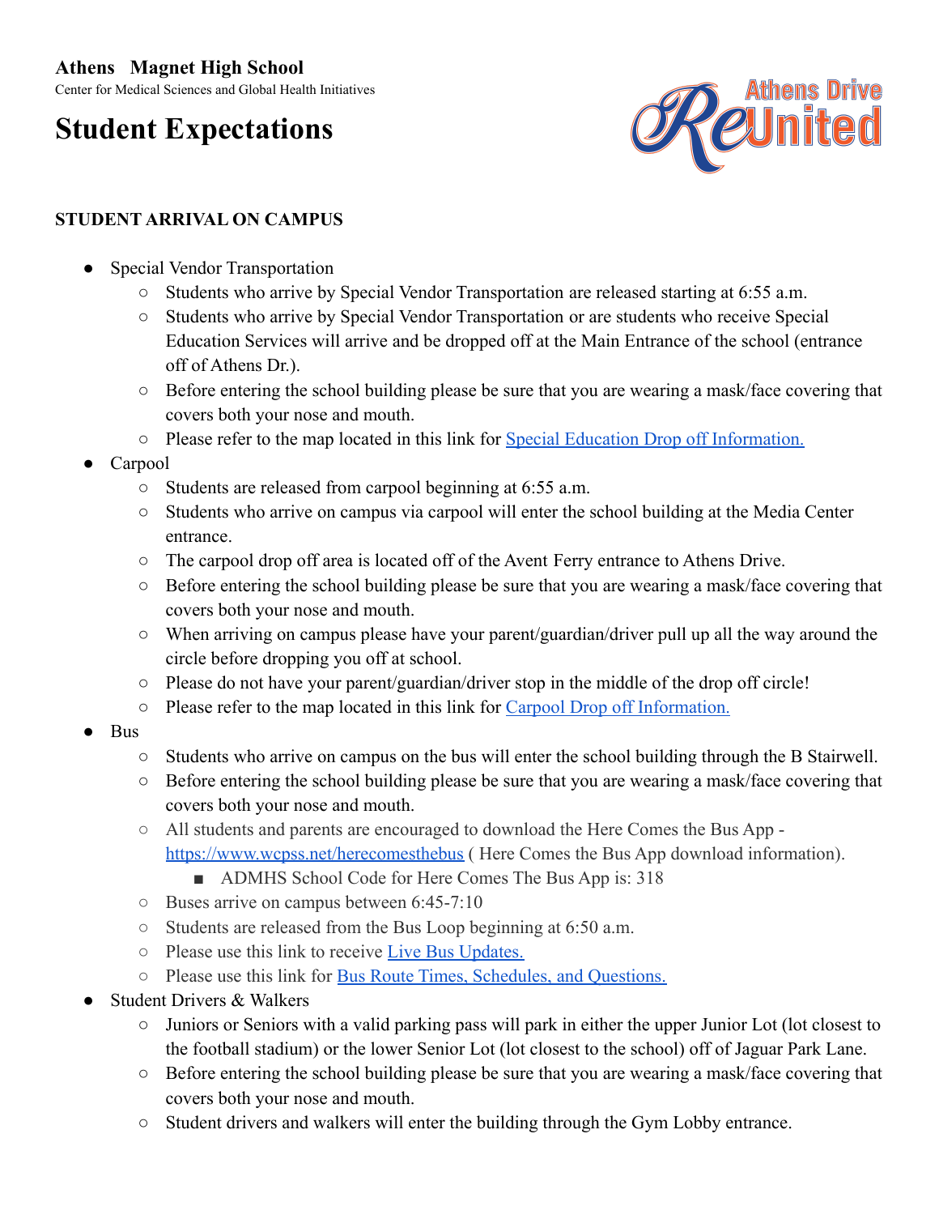**Athens Magnet High School**

Center for Medical Sciences and Global Health Initiatives

# Student Expectations

Athens Drive ReUnited

## STUDENT ARRIVAL ON CAMPUS

- Special Vendor Transportation
  - Students who arrive by Special Vendor Transportation are released starting at 6:55 a.m.
  - Students who arrive by Special Vendor Transportation or are students who receive Special Education Services will arrive and be dropped off at the Main Entrance of the school (entrance off of Athens Dr.).
  - Before entering the school building please be sure that you are wearing a mask/face covering that covers both your nose and mouth.
  - Please refer to the map located in this link for Special Education Drop off Information.
- Carpool
  - Students are released from carpool beginning at 6:55 a.m.
  - Students who arrive on campus via carpool will enter the school building at the Media Center entrance.
  - The carpool drop off area is located off of the Avent Ferry entrance to Athens Drive.
  - Before entering the school building please be sure that you are wearing a mask/face covering that covers both your nose and mouth.
  - When arriving on campus please have your parent/guardian/driver pull up all the way around the circle before dropping you off at school.
  - Please do not have your parent/guardian/driver stop in the middle of the drop off circle!
  - Please refer to the map located in this link for Carpool Drop off Information.
- Bus
  - Students who arrive on campus on the bus will enter the school building through the B Stairwell.
  - Before entering the school building please be sure that you are wearing a mask/face covering that covers both your nose and mouth.
  - All students and parents are encouraged to download the Here Comes the Bus App - https://www.wcpss.net/herecomesthebus ( Here Comes the Bus App download information).
    - ADMHS School Code for Here Comes The Bus App is: 318
  - Buses arrive on campus between 6:45-7:10
  - Students are released from the Bus Loop beginning at 6:50 a.m.
  - Please use this link to receive Live Bus Updates.
  - Please use this link for Bus Route Times, Schedules, and Questions.
- Student Drivers & Walkers
  - Juniors or Seniors with a valid parking pass will park in either the upper Junior Lot (lot closest to the football stadium) or the lower Senior Lot (lot closest to the school) off of Jaguar Park Lane.
  - Before entering the school building please be sure that you are wearing a mask/face covering that covers both your nose and mouth.
  - Student drivers and walkers will enter the building through the Gym Lobby entrance.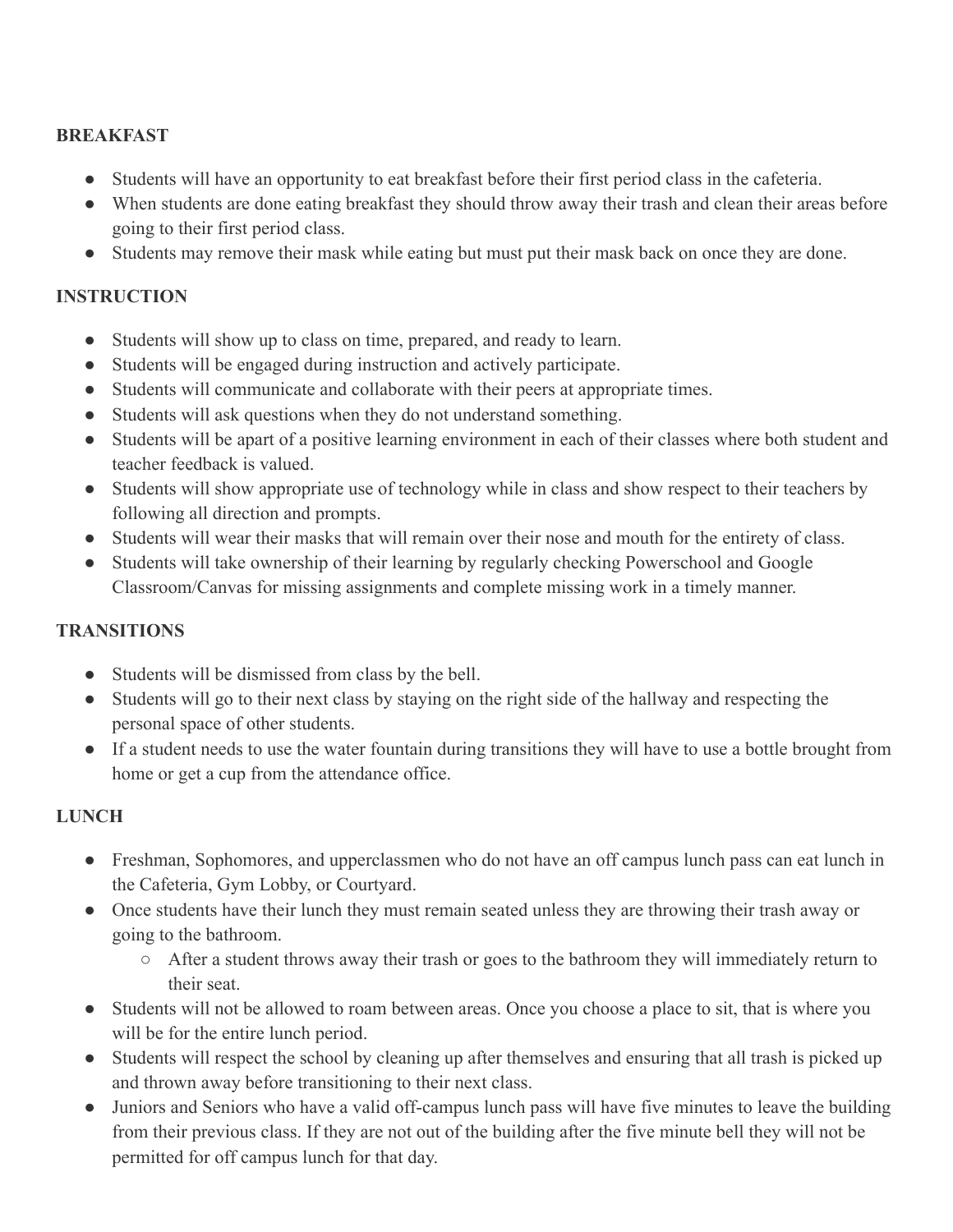**BREAKFAST**

- Students will have an opportunity to eat breakfast before their first period class in the cafeteria.
- When students are done eating breakfast they should throw away their trash and clean their areas before going to their first period class.
- Students may remove their mask while eating but must put their mask back on once they are done.

**INSTRUCTION**

- Students will show up to class on time, prepared, and ready to learn.
- Students will be engaged during instruction and actively participate.
- Students will communicate and collaborate with their peers at appropriate times.
- Students will ask questions when they do not understand something.
- Students will be apart of a positive learning environment in each of their classes where both student and teacher feedback is valued.
- Students will show appropriate use of technology while in class and show respect to their teachers by following all direction and prompts.
- Students will wear their masks that will remain over their nose and mouth for the entirety of class.
- Students will take ownership of their learning by regularly checking Powerschool and Google Classroom/Canvas for missing assignments and complete missing work in a timely manner.

**TRANSITIONS**

- Students will be dismissed from class by the bell.
- Students will go to their next class by staying on the right side of the hallway and respecting the personal space of other students.
- If a student needs to use the water fountain during transitions they will have to use a bottle brought from home or get a cup from the attendance office.

**LUNCH**

- Freshman, Sophomores, and upperclassmen who do not have an off campus lunch pass can eat lunch in the Cafeteria, Gym Lobby, or Courtyard.
- Once students have their lunch they must remain seated unless they are throwing their trash away or going to the bathroom.
    - After a student throws away their trash or goes to the bathroom they will immediately return to their seat.
- Students will not be allowed to roam between areas. Once you choose a place to sit, that is where you will be for the entire lunch period.
- Students will respect the school by cleaning up after themselves and ensuring that all trash is picked up and thrown away before transitioning to their next class.
- Juniors and Seniors who have a valid off-campus lunch pass will have five minutes to leave the building from their previous class. If they are not out of the building after the five minute bell they will not be permitted for off campus lunch for that day.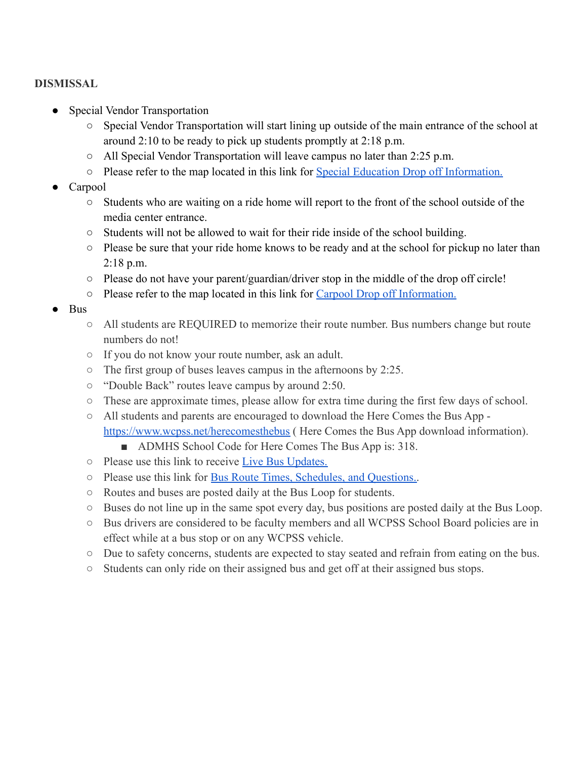**DISMISSAL**

- Special Vendor Transportation
  - Special Vendor Transportation will start lining up outside of the main entrance of the school at around 2:10 to be ready to pick up students promptly at 2:18 p.m.
  - All Special Vendor Transportation will leave campus no later than 2:25 p.m.
  - Please refer to the map located in this link for [Special Education Drop off Information.]()
- Carpool
  - Students who are waiting on a ride home will report to the front of the school outside of the media center entrance.
  - Students will not be allowed to wait for their ride inside of the school building.
  - Please be sure that your ride home knows to be ready and at the school for pickup no later than 2:18 p.m.
  - Please do not have your parent/guardian/driver stop in the middle of the drop off circle!
  - Please refer to the map located in this link for [Carpool Drop off Information.]()
- Bus
  - All students are REQUIRED to memorize their route number. Bus numbers change but route numbers do not!
  - If you do not know your route number, ask an adult.
  - The first group of buses leaves campus in the afternoons by 2:25.
  - "Double Back" routes leave campus by around 2:50.
  - These are approximate times, please allow for extra time during the first few days of school.
  - All students and parents are encouraged to download the Here Comes the Bus App - [https://www.wcpss.net/herecomesthebus](https://www.wcpss.net/herecomesthebus) ( Here Comes the Bus App download information).
    - ADMHS School Code for Here Comes The Bus App is: 318.
  - Please use this link to receive [Live Bus Updates.]()
  - Please use this link for [Bus Route Times, Schedules, and Questions.]().
  - Routes and buses are posted daily at the Bus Loop for students.
  - Buses do not line up in the same spot every day, bus positions are posted daily at the Bus Loop.
  - Bus drivers are considered to be faculty members and all WCPSS School Board policies are in effect while at a bus stop or on any WCPSS vehicle.
  - Due to safety concerns, students are expected to stay seated and refrain from eating on the bus.
  - Students can only ride on their assigned bus and get off at their assigned bus stops.